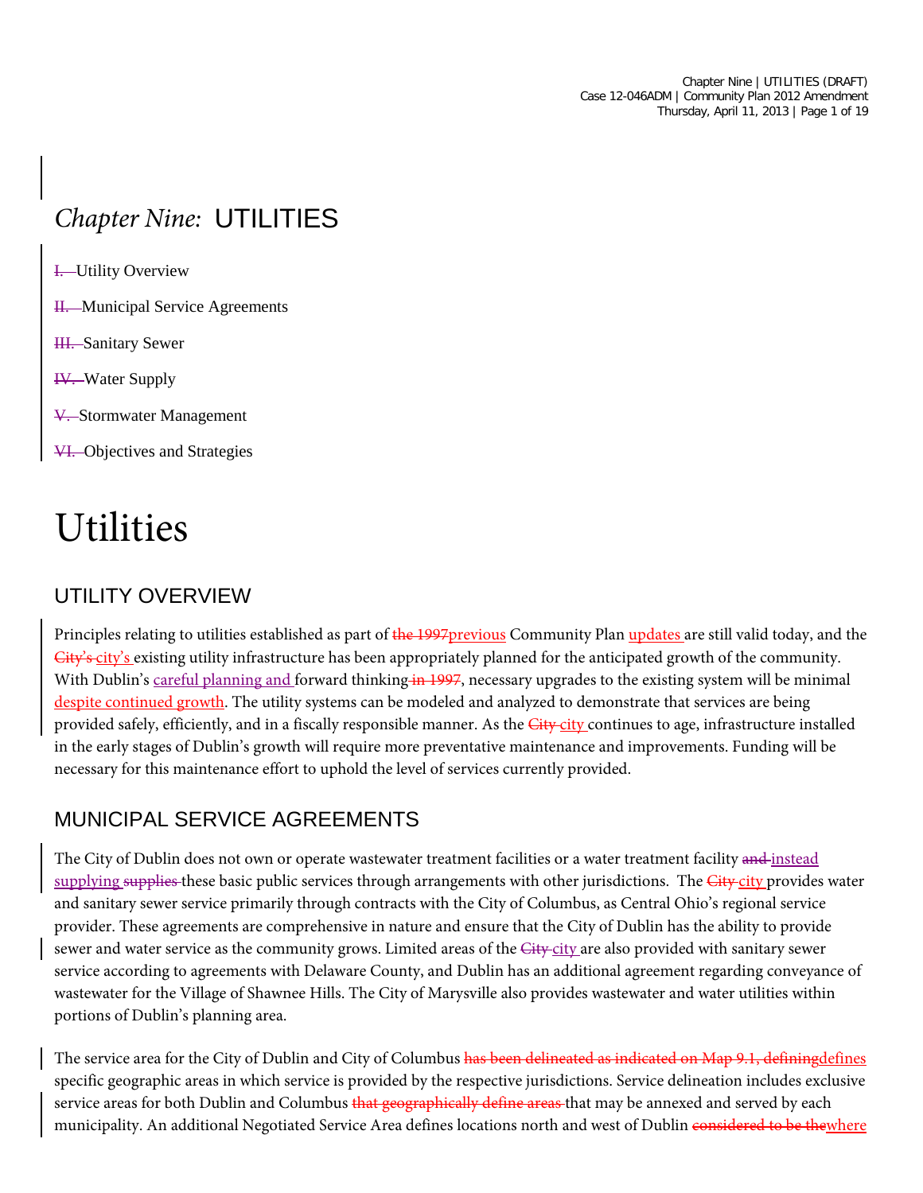# *Chapter Nine:* UTILITIES

~~I.~~ Utility Overview

~~II.~~ Municipal Service Agreements

~~III.~~ Sanitary Sewer

~~IV.~~ Water Supply

~~V.~~ Stormwater Management

~~VI.~~ Objectives and Strategies

# Utilities

## UTILITY OVERVIEW

Principles relating to utilities established as part of ~~the 1997~~previous Community Plan updates are still valid today, and the ~~City's~~ city's existing utility infrastructure has been appropriately planned for the anticipated growth of the community. With Dublin's careful planning and forward thinking ~~in 1997~~, necessary upgrades to the existing system will be minimal despite continued growth. The utility systems can be modeled and analyzed to demonstrate that services are being provided safely, efficiently, and in a fiscally responsible manner. As the ~~City~~ city continues to age, infrastructure installed in the early stages of Dublin's growth will require more preventative maintenance and improvements. Funding will be necessary for this maintenance effort to uphold the level of services currently provided.

## MUNICIPAL SERVICE AGREEMENTS

The City of Dublin does not own or operate wastewater treatment facilities or a water treatment facility ~~and~~ instead supplying ~~supplies~~ these basic public services through arrangements with other jurisdictions. The ~~City~~ city provides water and sanitary sewer service primarily through contracts with the City of Columbus, as Central Ohio's regional service provider. These agreements are comprehensive in nature and ensure that the City of Dublin has the ability to provide sewer and water service as the community grows. Limited areas of the ~~City~~ city are also provided with sanitary sewer service according to agreements with Delaware County, and Dublin has an additional agreement regarding conveyance of wastewater for the Village of Shawnee Hills. The City of Marysville also provides wastewater and water utilities within portions of Dublin's planning area.

The service area for the City of Dublin and City of Columbus ~~has been delineated as indicated on Map 9.1, defining~~defines specific geographic areas in which service is provided by the respective jurisdictions. Service delineation includes exclusive service areas for both Dublin and Columbus ~~that geographically define areas~~ that may be annexed and served by each municipality. An additional Negotiated Service Area defines locations north and west of Dublin ~~considered to be the~~where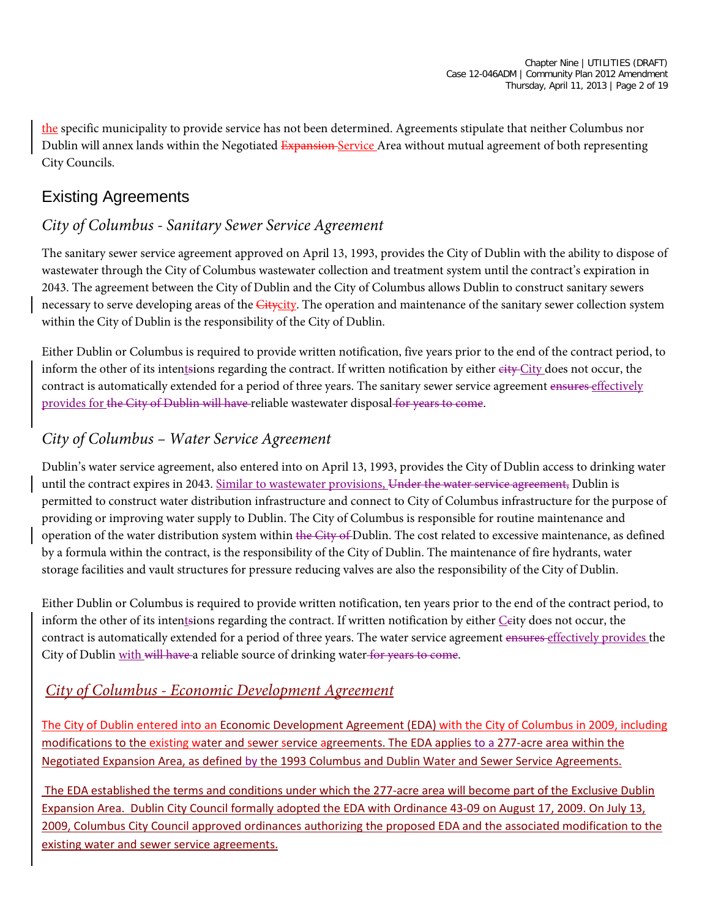the specific municipality to provide service has not been determined. Agreements stipulate that neither Columbus nor Dublin will annex lands within the Negotiated ~~Expansion~~ Service Area without mutual agreement of both representing City Councils.

## Existing Agreements

### *City of Columbus - Sanitary Sewer Service Agreement*

The sanitary sewer service agreement approved on April 13, 1993, provides the City of Dublin with the ability to dispose of wastewater through the City of Columbus wastewater collection and treatment system until the contract's expiration in 2043. The agreement between the City of Dublin and the City of Columbus allows Dublin to construct sanitary sewers necessary to serve developing areas of the ~~City~~city. The operation and maintenance of the sanitary sewer collection system within the City of Dublin is the responsibility of the City of Dublin.

Either Dublin or Columbus is required to provide written notification, five years prior to the end of the contract period, to inform the other of its inten~~s~~tions regarding the contract. If written notification by either ~~city~~ City does not occur, the contract is automatically extended for a period of three years. The sanitary sewer service agreement ~~ensures~~ effectively provides for ~~the City of Dublin will have~~ reliable wastewater disposal ~~for years to come~~.

### *City of Columbus – Water Service Agreement*

Dublin's water service agreement, also entered into on April 13, 1993, provides the City of Dublin access to drinking water until the contract expires in 2043. Similar to wastewater provisions, ~~Under the water service agreement,~~ Dublin is permitted to construct water distribution infrastructure and connect to City of Columbus infrastructure for the purpose of providing or improving water supply to Dublin. The City of Columbus is responsible for routine maintenance and operation of the water distribution system within ~~the City of~~ Dublin. The cost related to excessive maintenance, as defined by a formula within the contract, is the responsibility of the City of Dublin. The maintenance of fire hydrants, water storage facilities and vault structures for pressure reducing valves are also the responsibility of the City of Dublin.

Either Dublin or Columbus is required to provide written notification, ten years prior to the end of the contract period, to inform the other of its inten~~s~~tions regarding the contract. If written notification by either C~~c~~ity does not occur, the contract is automatically extended for a period of three years. The water service agreement ~~ensures~~ effectively provides the City of Dublin with ~~will have~~ a reliable source of drinking water ~~for years to come~~.

### *City of Columbus - Economic Development Agreement*

The City of Dublin entered into an Economic Development Agreement (EDA) with the City of Columbus in 2009, including modifications to the existing water and sewer service agreements. The EDA applies to a 277-acre area within the Negotiated Expansion Area, as defined by the 1993 Columbus and Dublin Water and Sewer Service Agreements.

The EDA established the terms and conditions under which the 277-acre area will become part of the Exclusive Dublin Expansion Area. Dublin City Council formally adopted the EDA with Ordinance 43-09 on August 17, 2009. On July 13, 2009, Columbus City Council approved ordinances authorizing the proposed EDA and the associated modification to the existing water and sewer service agreements.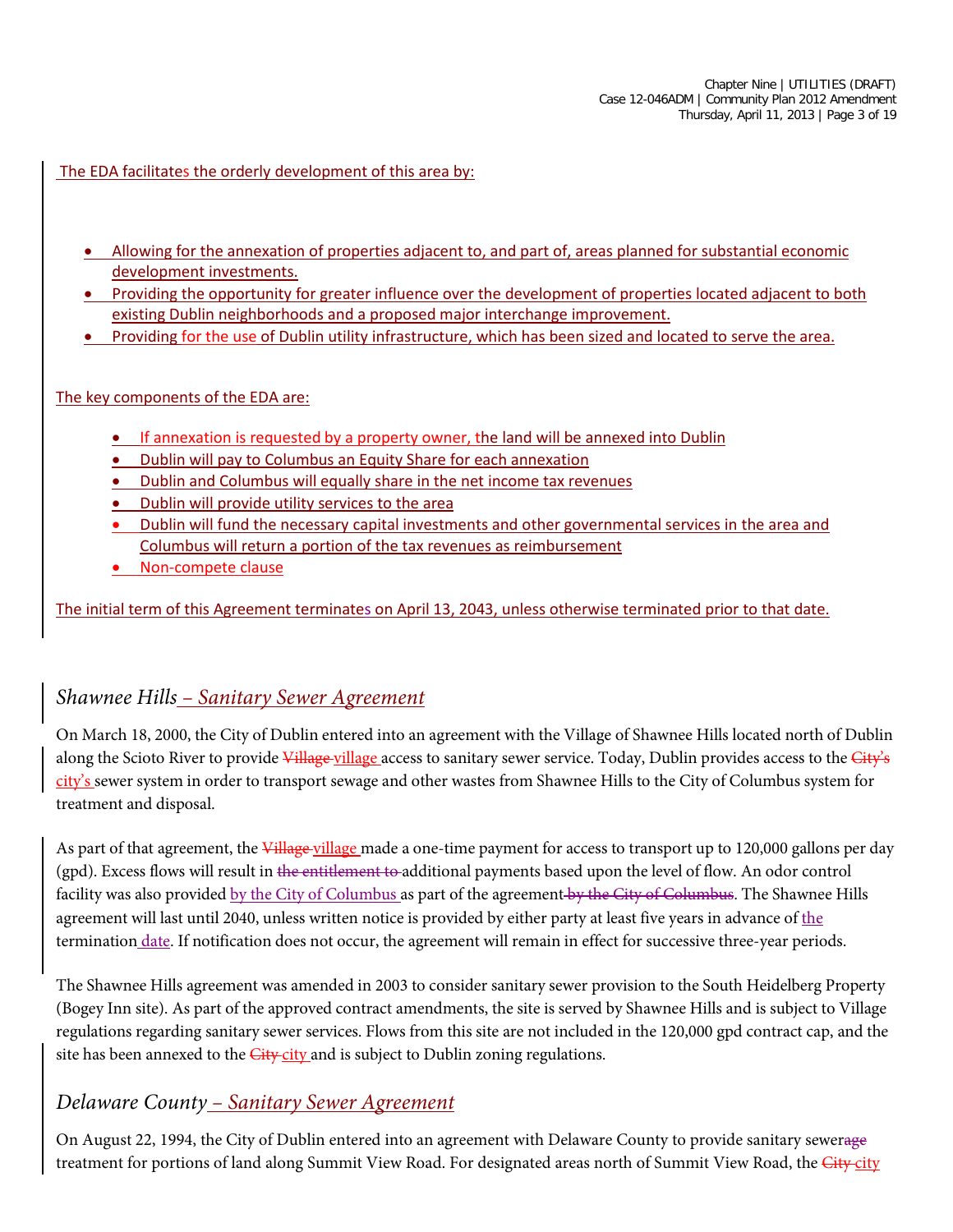The EDA facilitates the orderly development of this area by:

- Allowing for the annexation of properties adjacent to, and part of, areas planned for substantial economic development investments.
- Providing the opportunity for greater influence over the development of properties located adjacent to both existing Dublin neighborhoods and a proposed major interchange improvement.
- Providing for the use of Dublin utility infrastructure, which has been sized and located to serve the area.

The key components of the EDA are:

- If annexation is requested by a property owner, the land will be annexed into Dublin
- Dublin will pay to Columbus an Equity Share for each annexation
- Dublin and Columbus will equally share in the net income tax revenues
- Dublin will provide utility services to the area
- Dublin will fund the necessary capital investments and other governmental services in the area and Columbus will return a portion of the tax revenues as reimbursement
- Non-compete clause

The initial term of this Agreement terminates on April 13, 2043, unless otherwise terminated prior to that date.

## *Shawnee Hills – Sanitary Sewer Agreement*

On March 18, 2000, the City of Dublin entered into an agreement with the Village of Shawnee Hills located north of Dublin along the Scioto River to provide ~~Village~~ village access to sanitary sewer service. Today, Dublin provides access to the ~~City's~~ city's sewer system in order to transport sewage and other wastes from Shawnee Hills to the City of Columbus system for treatment and disposal.

As part of that agreement, the ~~Village~~ village made a one-time payment for access to transport up to 120,000 gallons per day (gpd). Excess flows will result in ~~the entitlement to~~ additional payments based upon the level of flow. An odor control facility was also provided by the City of Columbus as part of the agreement ~~by the City of Columbus~~. The Shawnee Hills agreement will last until 2040, unless written notice is provided by either party at least five years in advance of the termination date. If notification does not occur, the agreement will remain in effect for successive three-year periods.

The Shawnee Hills agreement was amended in 2003 to consider sanitary sewer provision to the South Heidelberg Property (Bogey Inn site). As part of the approved contract amendments, the site is served by Shawnee Hills and is subject to Village regulations regarding sanitary sewer services. Flows from this site are not included in the 120,000 gpd contract cap, and the site has been annexed to the ~~City~~ city and is subject to Dublin zoning regulations.

## *Delaware County – Sanitary Sewer Agreement*

On August 22, 1994, the City of Dublin entered into an agreement with Delaware County to provide sanitary sewer~~age~~ treatment for portions of land along Summit View Road. For designated areas north of Summit View Road, the ~~City~~ city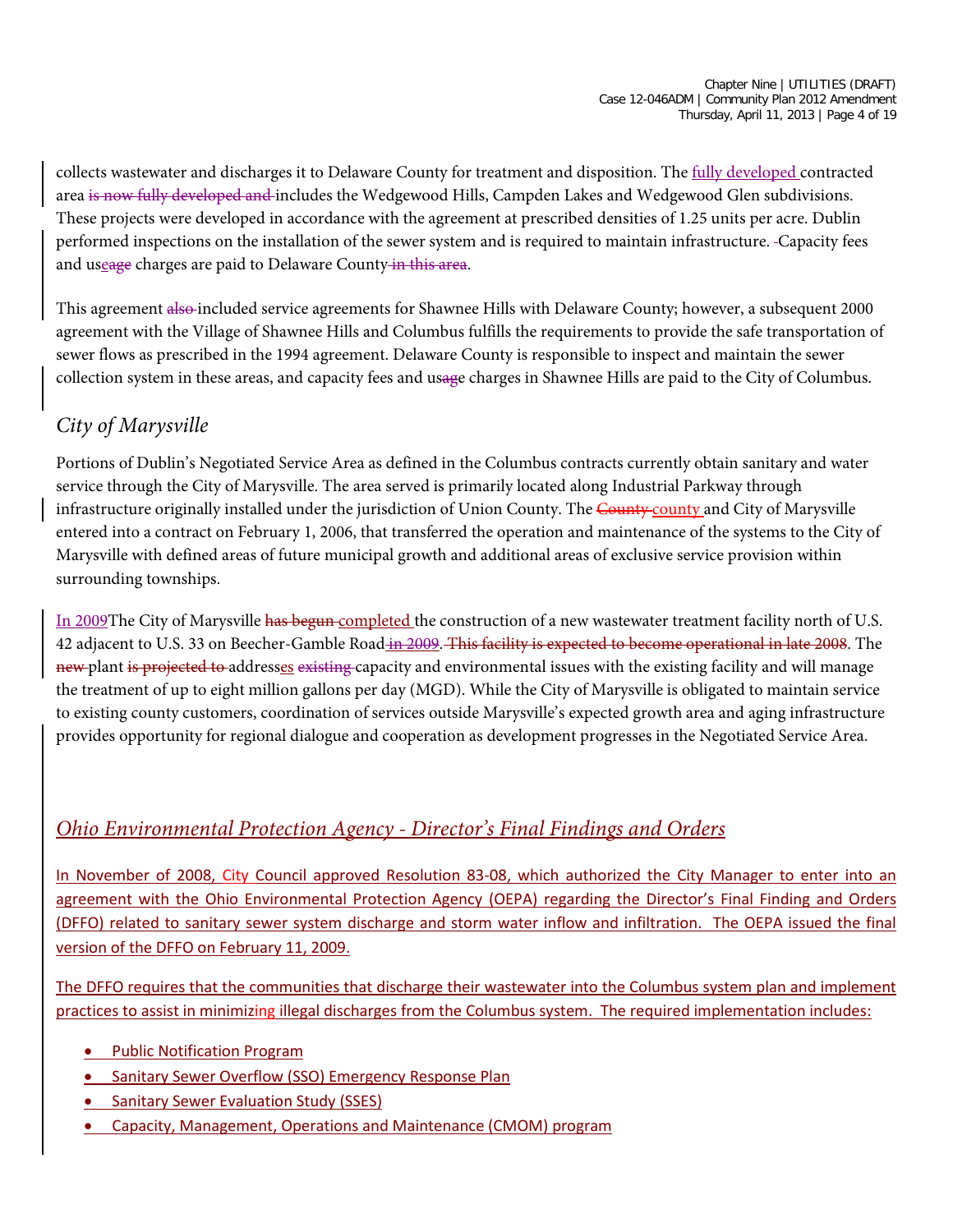collects wastewater and discharges it to Delaware County for treatment and disposition. The fully developed contracted area ~~is now fully developed and~~ includes the Wedgewood Hills, Campden Lakes and Wedgewood Glen subdivisions. These projects were developed in accordance with the agreement at prescribed densities of 1.25 units per acre. Dublin performed inspections on the installation of the sewer system and is required to maintain infrastructure. Capacity fees and usage charges are paid to Delaware County ~~in this area~~.

This agreement ~~also~~ included service agreements for Shawnee Hills with Delaware County; however, a subsequent 2000 agreement with the Village of Shawnee Hills and Columbus fulfills the requirements to provide the safe transportation of sewer flows as prescribed in the 1994 agreement. Delaware County is responsible to inspect and maintain the sewer collection system in these areas, and capacity fees and usage charges in Shawnee Hills are paid to the City of Columbus.

### *City of Marysville*

Portions of Dublin's Negotiated Service Area as defined in the Columbus contracts currently obtain sanitary and water service through the City of Marysville. The area served is primarily located along Industrial Parkway through infrastructure originally installed under the jurisdiction of Union County. The ~~County~~ county and City of Marysville entered into a contract on February 1, 2006, that transferred the operation and maintenance of the systems to the City of Marysville with defined areas of future municipal growth and additional areas of exclusive service provision within surrounding townships.

In 2009 The City of Marysville ~~has begun~~ completed the construction of a new wastewater treatment facility north of U.S. 42 adjacent to U.S. 33 on Beecher-Gamble Road ~~in 2009~~. ~~This facility is expected to become operational in late 2008~~. The ~~new~~ plant ~~is projected to~~ addresses ~~existing~~ capacity and environmental issues with the existing facility and will manage the treatment of up to eight million gallons per day (MGD). While the City of Marysville is obligated to maintain service to existing county customers, coordination of services outside Marysville's expected growth area and aging infrastructure provides opportunity for regional dialogue and cooperation as development progresses in the Negotiated Service Area.

### *Ohio Environmental Protection Agency - Director's Final Findings and Orders*

In November of 2008, City Council approved Resolution 83-08, which authorized the City Manager to enter into an agreement with the Ohio Environmental Protection Agency (OEPA) regarding the Director's Final Finding and Orders (DFFO) related to sanitary sewer system discharge and storm water inflow and infiltration. The OEPA issued the final version of the DFFO on February 11, 2009.

The DFFO requires that the communities that discharge their wastewater into the Columbus system plan and implement practices to assist in minimizing illegal discharges from the Columbus system. The required implementation includes:

- Public Notification Program
- Sanitary Sewer Overflow (SSO) Emergency Response Plan
- Sanitary Sewer Evaluation Study (SSES)
- Capacity, Management, Operations and Maintenance (CMOM) program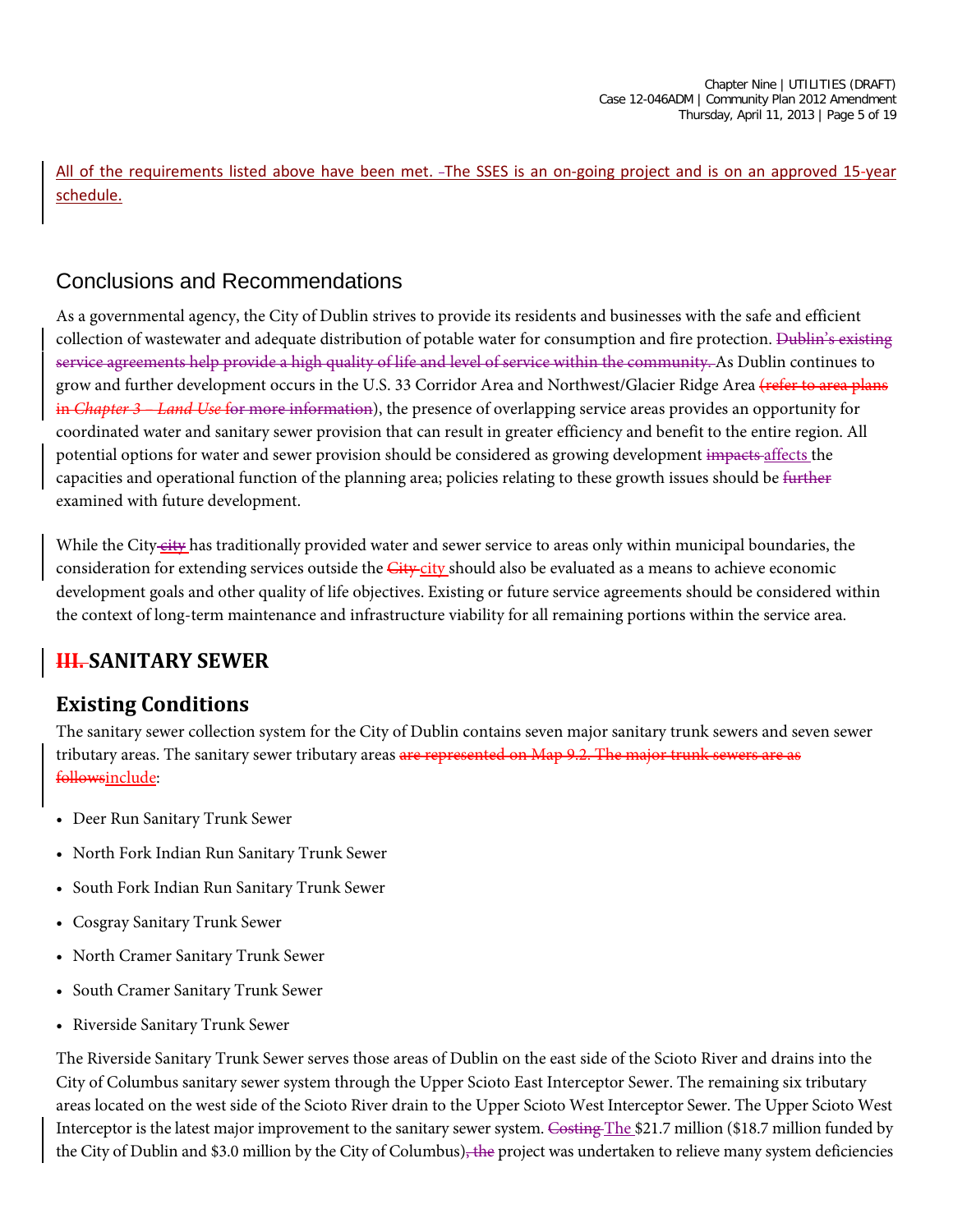All of the requirements listed above have been met. The SSES is an on-going project and is on an approved 15-year schedule.

## Conclusions and Recommendations

As a governmental agency, the City of Dublin strives to provide its residents and businesses with the safe and efficient collection of wastewater and adequate distribution of potable water for consumption and fire protection. ~~Dublin's existing service agreements help provide a high quality of life and level of service within the community.~~ As Dublin continues to grow and further development occurs in the U.S. 33 Corridor Area and Northwest/Glacier Ridge Area ~~(refer to area plans in *Chapter 3 – Land Use* for more information~~), the presence of overlapping service areas provides an opportunity for coordinated water and sanitary sewer provision that can result in greater efficiency and benefit to the entire region. All potential options for water and sewer provision should be considered as growing development ~~impacts~~ affects the capacities and operational function of the planning area; policies relating to these growth issues should be ~~further~~ examined with future development.

While the City ~~city~~ has traditionally provided water and sewer service to areas only within municipal boundaries, the consideration for extending services outside the ~~City~~ city should also be evaluated as a means to achieve economic development goals and other quality of life objectives. Existing or future service agreements should be considered within the context of long-term maintenance and infrastructure viability for all remaining portions within the service area.

# ~~III.~~ SANITARY SEWER

## Existing Conditions

The sanitary sewer collection system for the City of Dublin contains seven major sanitary trunk sewers and seven sewer tributary areas. The sanitary sewer tributary areas ~~are represented on Map 9.2. The major trunk sewers are as follows~~include:

- Deer Run Sanitary Trunk Sewer
- North Fork Indian Run Sanitary Trunk Sewer
- South Fork Indian Run Sanitary Trunk Sewer
- Cosgray Sanitary Trunk Sewer
- North Cramer Sanitary Trunk Sewer
- South Cramer Sanitary Trunk Sewer
- Riverside Sanitary Trunk Sewer

The Riverside Sanitary Trunk Sewer serves those areas of Dublin on the east side of the Scioto River and drains into the City of Columbus sanitary sewer system through the Upper Scioto East Interceptor Sewer. The remaining six tributary areas located on the west side of the Scioto River drain to the Upper Scioto West Interceptor Sewer. The Upper Scioto West Interceptor is the latest major improvement to the sanitary sewer system. ~~Costing~~ The $21.7 million ($18.7 million funded by the City of Dublin and $3.0 million by the City of Columbus)~~, the~~ project was undertaken to relieve many system deficiencies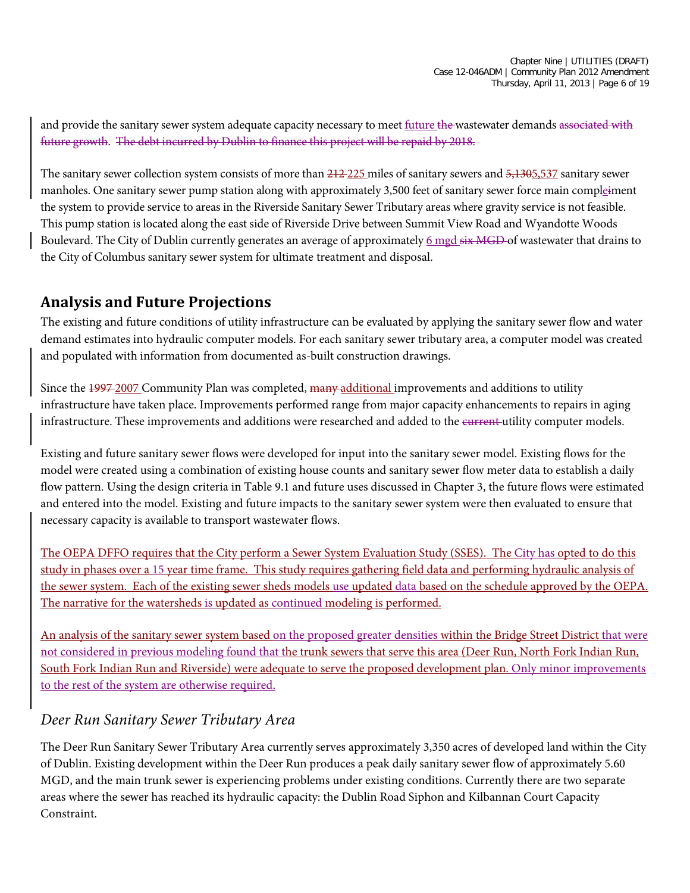and provide the sanitary sewer system adequate capacity necessary to meet future ~~the~~ wastewater demands ~~associated with future growth~~. ~~The debt incurred by Dublin to finance this project will be repaid by 2018.~~

The sanitary sewer collection system consists of more than ~~212~~ 225 miles of sanitary sewers and ~~5,130~~5,537 sanitary sewer manholes. One sanitary sewer pump station along with approximately 3,500 feet of sanitary sewer force main comple~~i~~ment the system to provide service to areas in the Riverside Sanitary Sewer Tributary areas where gravity service is not feasible. This pump station is located along the east side of Riverside Drive between Summit View Road and Wyandotte Woods Boulevard. The City of Dublin currently generates an average of approximately 6 mgd ~~six MGD~~ of wastewater that drains to the City of Columbus sanitary sewer system for ultimate treatment and disposal.

## Analysis and Future Projections

The existing and future conditions of utility infrastructure can be evaluated by applying the sanitary sewer flow and water demand estimates into hydraulic computer models. For each sanitary sewer tributary area, a computer model was created and populated with information from documented as-built construction drawings.

Since the ~~1997~~ 2007 Community Plan was completed, ~~many~~ additional improvements and additions to utility infrastructure have taken place. Improvements performed range from major capacity enhancements to repairs in aging infrastructure. These improvements and additions were researched and added to the ~~current~~ utility computer models.

Existing and future sanitary sewer flows were developed for input into the sanitary sewer model. Existing flows for the model were created using a combination of existing house counts and sanitary sewer flow meter data to establish a daily flow pattern. Using the design criteria in Table 9.1 and future uses discussed in Chapter 3, the future flows were estimated and entered into the model. Existing and future impacts to the sanitary sewer system were then evaluated to ensure that necessary capacity is available to transport wastewater flows.

The OEPA DFFO requires that the City perform a Sewer System Evaluation Study (SSES). The City has opted to do this study in phases over a 15 year time frame. This study requires gathering field data and performing hydraulic analysis of the sewer system. Each of the existing sewer sheds models use updated data based on the schedule approved by the OEPA. The narrative for the watersheds is updated as continued modeling is performed.

An analysis of the sanitary sewer system based on the proposed greater densities within the Bridge Street District that were not considered in previous modeling found that the trunk sewers that serve this area (Deer Run, North Fork Indian Run, South Fork Indian Run and Riverside) were adequate to serve the proposed development plan. Only minor improvements to the rest of the system are otherwise required.

### *Deer Run Sanitary Sewer Tributary Area*

The Deer Run Sanitary Sewer Tributary Area currently serves approximately 3,350 acres of developed land within the City of Dublin. Existing development within the Deer Run produces a peak daily sanitary sewer flow of approximately 5.60 MGD, and the main trunk sewer is experiencing problems under existing conditions. Currently there are two separate areas where the sewer has reached its hydraulic capacity: the Dublin Road Siphon and Kilbannan Court Capacity Constraint.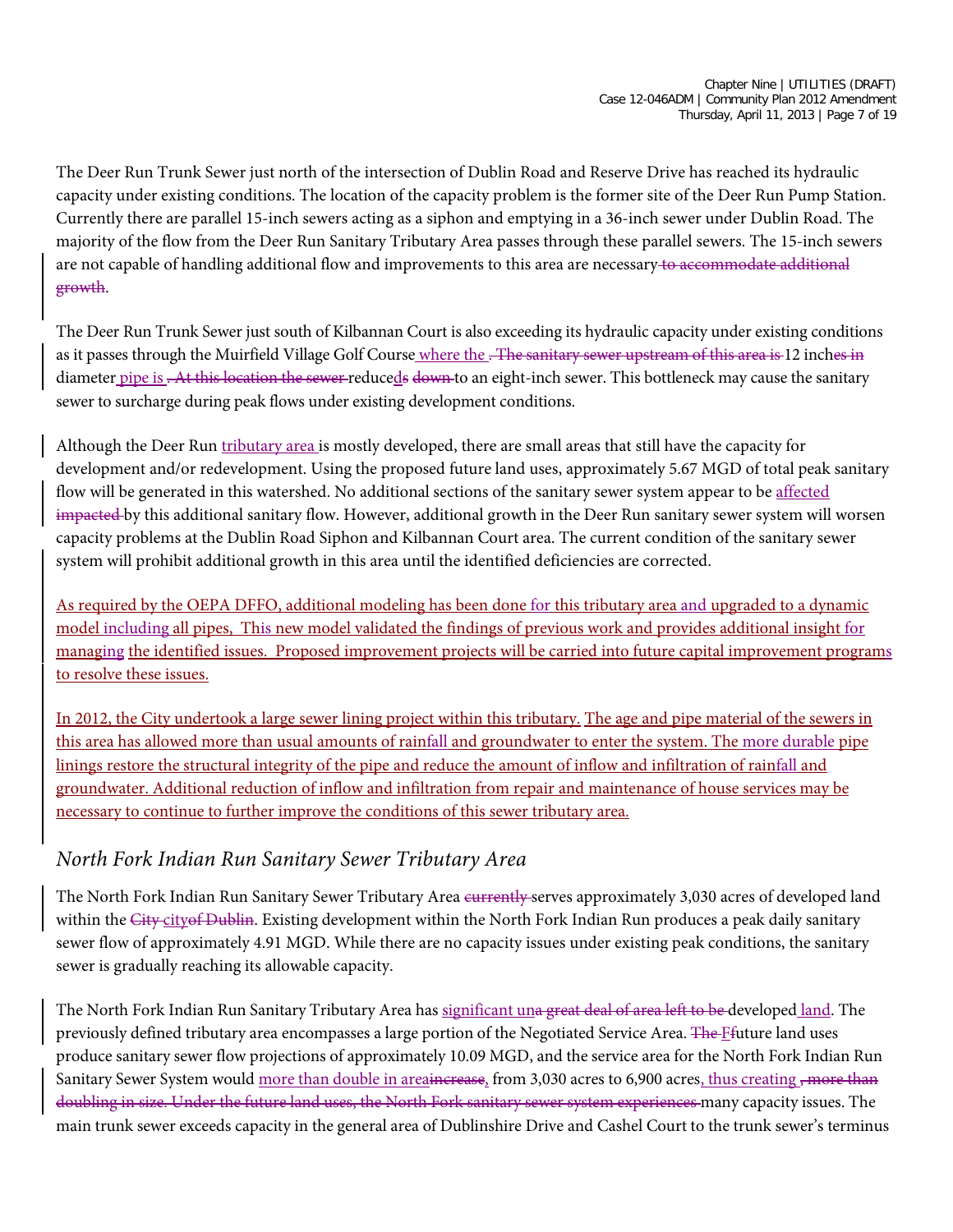The Deer Run Trunk Sewer just north of the intersection of Dublin Road and Reserve Drive has reached its hydraulic capacity under existing conditions. The location of the capacity problem is the former site of the Deer Run Pump Station. Currently there are parallel 15-inch sewers acting as a siphon and emptying in a 36-inch sewer under Dublin Road. The majority of the flow from the Deer Run Sanitary Tributary Area passes through these parallel sewers. The 15-inch sewers are not capable of handling additional flow and improvements to this area are necessary~~ to accommodate additional growth~~.

The Deer Run Trunk Sewer just south of Kilbannan Court is also exceeding its hydraulic capacity under existing conditions as it passes through the Muirfield Village Golf Course where the ~~. The sanitary sewer upstream of this area is~~ 12 inch~~es in~~ diameter pipe is ~~. At this location the sewer~~ reduce~~d~~s ~~down~~ to an eight-inch sewer. This bottleneck may cause the sanitary sewer to surcharge during peak flows under existing development conditions.

Although the Deer Run tributary area is mostly developed, there are small areas that still have the capacity for development and/or redevelopment. Using the proposed future land uses, approximately 5.67 MGD of total peak sanitary flow will be generated in this watershed. No additional sections of the sanitary sewer system appear to be affected ~~impacted~~ by this additional sanitary flow. However, additional growth in the Deer Run sanitary sewer system will worsen capacity problems at the Dublin Road Siphon and Kilbannan Court area. The current condition of the sanitary sewer system will prohibit additional growth in this area until the identified deficiencies are corrected.

As required by the OEPA DFFO, additional modeling has been done for this tributary area and upgraded to a dynamic model including all pipes, This new model validated the findings of previous work and provides additional insight for managing the identified issues. Proposed improvement projects will be carried into future capital improvement programs to resolve these issues.

In 2012, the City undertook a large sewer lining project within this tributary. The age and pipe material of the sewers in this area has allowed more than usual amounts of rainfall and groundwater to enter the system. The more durable pipe linings restore the structural integrity of the pipe and reduce the amount of inflow and infiltration of rainfall and groundwater. Additional reduction of inflow and infiltration from repair and maintenance of house services may be necessary to continue to further improve the conditions of this sewer tributary area.

## *North Fork Indian Run Sanitary Sewer Tributary Area*

The North Fork Indian Run Sanitary Sewer Tributary Area ~~currently~~ serves approximately 3,030 acres of developed land within the ~~City~~ city~~of Dublin~~. Existing development within the North Fork Indian Run produces a peak daily sanitary sewer flow of approximately 4.91 MGD. While there are no capacity issues under existing peak conditions, the sanitary sewer is gradually reaching its allowable capacity.

The North Fork Indian Run Sanitary Tributary Area has significant un~~a great deal of area left to be~~ developed land. The previously defined tributary area encompasses a large portion of the Negotiated Service Area. ~~The~~ F~~f~~uture land uses produce sanitary sewer flow projections of approximately 10.09 MGD, and the service area for the North Fork Indian Run Sanitary Sewer System would more than double in area~~increase~~, from 3,030 acres to 6,900 acres, thus creating ~~, more than doubling in size. Under the future land uses, the North Fork sanitary sewer system experiences~~ many capacity issues. The main trunk sewer exceeds capacity in the general area of Dublinshire Drive and Cashel Court to the trunk sewer's terminus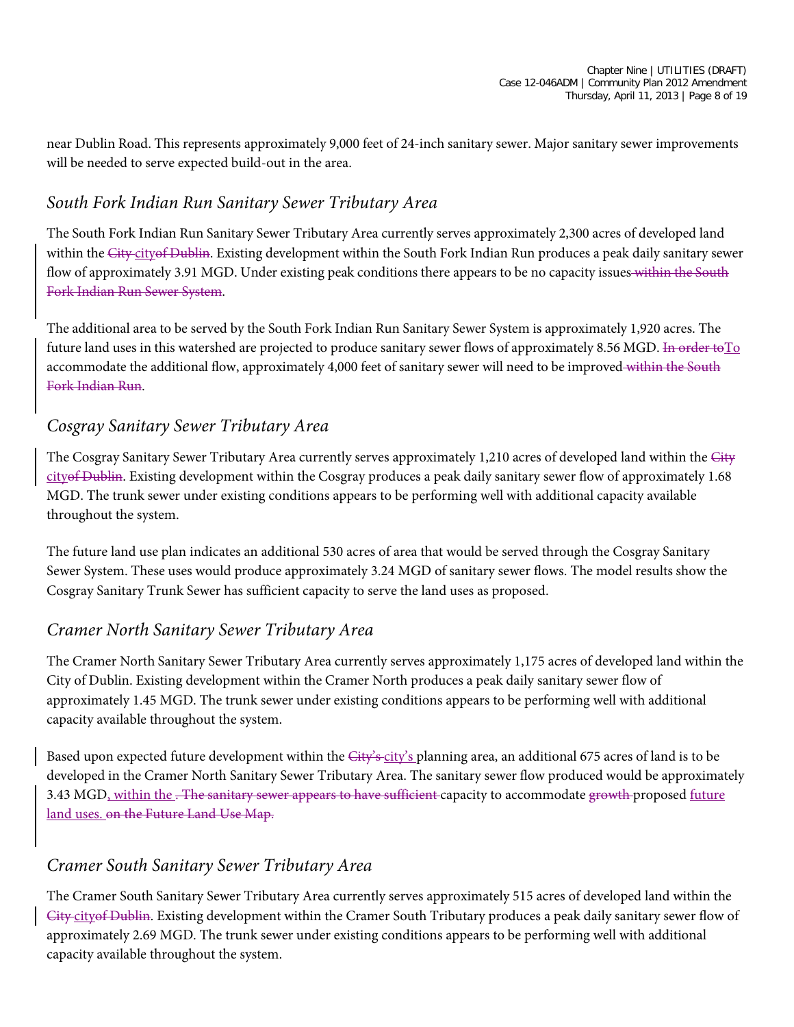near Dublin Road. This represents approximately 9,000 feet of 24-inch sanitary sewer. Major sanitary sewer improvements will be needed to serve expected build-out in the area.

## *South Fork Indian Run Sanitary Sewer Tributary Area*

The South Fork Indian Run Sanitary Sewer Tributary Area currently serves approximately 2,300 acres of developed land within the ~~City~~ city~~of Dublin~~. Existing development within the South Fork Indian Run produces a peak daily sanitary sewer flow of approximately 3.91 MGD. Under existing peak conditions there appears to be no capacity issues~~ within the South Fork Indian Run Sewer System~~.

The additional area to be served by the South Fork Indian Run Sanitary Sewer System is approximately 1,920 acres. The future land uses in this watershed are projected to produce sanitary sewer flows of approximately 8.56 MGD. ~~In order to~~To accommodate the additional flow, approximately 4,000 feet of sanitary sewer will need to be improved~~ within the South Fork Indian Run~~.

## *Cosgray Sanitary Sewer Tributary Area*

The Cosgray Sanitary Sewer Tributary Area currently serves approximately 1,210 acres of developed land within the ~~City~~ city~~of Dublin~~. Existing development within the Cosgray produces a peak daily sanitary sewer flow of approximately 1.68 MGD. The trunk sewer under existing conditions appears to be performing well with additional capacity available throughout the system.

The future land use plan indicates an additional 530 acres of area that would be served through the Cosgray Sanitary Sewer System. These uses would produce approximately 3.24 MGD of sanitary sewer flows. The model results show the Cosgray Sanitary Trunk Sewer has sufficient capacity to serve the land uses as proposed.

## *Cramer North Sanitary Sewer Tributary Area*

The Cramer North Sanitary Sewer Tributary Area currently serves approximately 1,175 acres of developed land within the City of Dublin. Existing development within the Cramer North produces a peak daily sanitary sewer flow of approximately 1.45 MGD. The trunk sewer under existing conditions appears to be performing well with additional capacity available throughout the system.

Based upon expected future development within the ~~City's~~ city's planning area, an additional 675 acres of land is to be developed in the Cramer North Sanitary Sewer Tributary Area. The sanitary sewer flow produced would be approximately 3.43 MGD, within the ~~. The sanitary sewer appears to have sufficient~~ capacity to accommodate ~~growth~~ proposed future land uses. ~~on the Future Land Use Map.~~

## *Cramer South Sanitary Sewer Tributary Area*

The Cramer South Sanitary Sewer Tributary Area currently serves approximately 515 acres of developed land within the ~~City~~ city~~of Dublin~~. Existing development within the Cramer South Tributary produces a peak daily sanitary sewer flow of approximately 2.69 MGD. The trunk sewer under existing conditions appears to be performing well with additional capacity available throughout the system.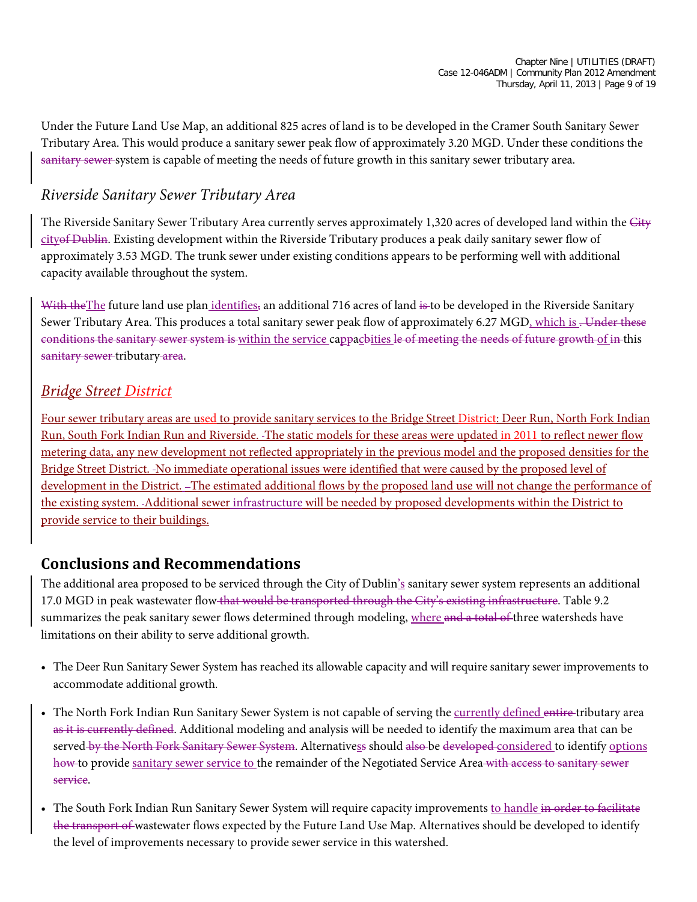Under the Future Land Use Map, an additional 825 acres of land is to be developed in the Cramer South Sanitary Sewer Tributary Area. This would produce a sanitary sewer peak flow of approximately 3.20 MGD. Under these conditions the ~~sanitary sewer~~ system is capable of meeting the needs of future growth in this sanitary sewer tributary area.

## *Riverside Sanitary Sewer Tributary Area*

The Riverside Sanitary Sewer Tributary Area currently serves approximately 1,320 acres of developed land within the ~~City~~ city~~of Dublin~~. Existing development within the Riverside Tributary produces a peak daily sanitary sewer flow of approximately 3.53 MGD. The trunk sewer under existing conditions appears to be performing well with additional capacity available throughout the system.

~~With the~~The future land use plan identifies~~,~~ an additional 716 acres of land ~~is~~ to be developed in the Riverside Sanitary Sewer Tributary Area. This produces a total sanitary sewer peak flow of approximately 6.27 MGD, which is ~~. Under these conditions the sanitary sewer system is~~ within the service ca~~pp~~pa~~c~~bities ~~le of meeting the needs of future growth~~ of ~~in~~ this ~~sanitary sewer~~ tributary ~~area~~.

## *Bridge Street District*

Four sewer tributary areas are used to provide sanitary services to the Bridge Street District: Deer Run, North Fork Indian Run, South Fork Indian Run and Riverside. The static models for these areas were updated in 2011 to reflect newer flow metering data, any new development not reflected appropriately in the previous model and the proposed densities for the Bridge Street District. No immediate operational issues were identified that were caused by the proposed level of development in the District. The estimated additional flows by the proposed land use will not change the performance of the existing system. Additional sewer infrastructure will be needed by proposed developments within the District to provide service to their buildings.

## Conclusions and Recommendations

The additional area proposed to be serviced through the City of Dublin's sanitary sewer system represents an additional 17.0 MGD in peak wastewater flow ~~that would be transported through the City's existing infrastructure~~. Table 9.2 summarizes the peak sanitary sewer flows determined through modeling, where ~~and a total of~~ three watersheds have limitations on their ability to serve additional growth.

- The Deer Run Sanitary Sewer System has reached its allowable capacity and will require sanitary sewer improvements to accommodate additional growth.
- The North Fork Indian Run Sanitary Sewer System is not capable of serving the currently defined ~~entire~~ tributary area ~~as it is currently defined~~. Additional modeling and analysis will be needed to identify the maximum area that can be served ~~by the North Fork Sanitary Sewer System~~. Alternatives~~s~~ should ~~also~~ be ~~developed~~ considered to identify options ~~how~~ to provide sanitary sewer service to the remainder of the Negotiated Service Area ~~with access to sanitary sewer service~~.
- The South Fork Indian Run Sanitary Sewer System will require capacity improvements to handle ~~in order to facilitate the transport of~~ wastewater flows expected by the Future Land Use Map. Alternatives should be developed to identify the level of improvements necessary to provide sewer service in this watershed.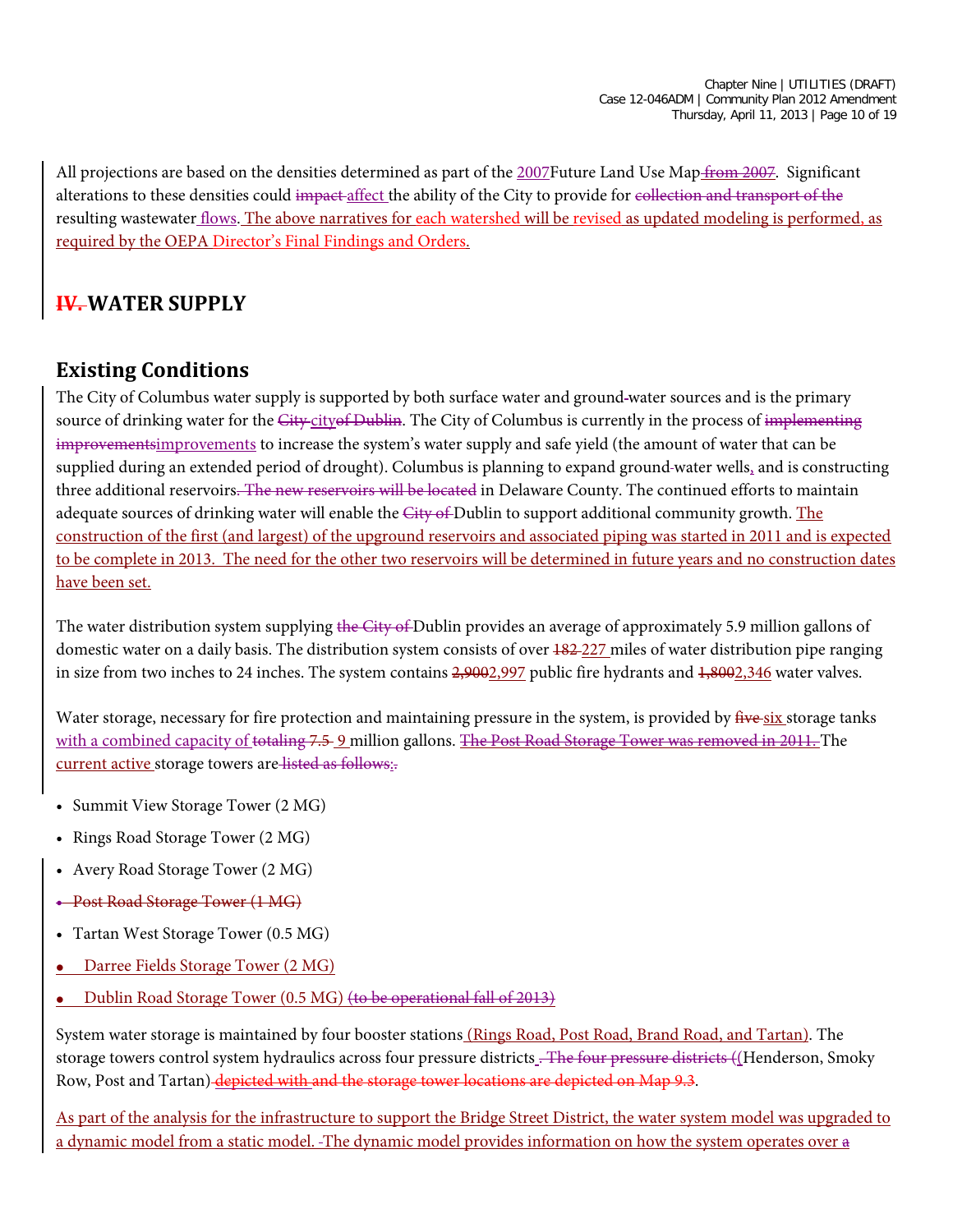All projections are based on the densities determined as part of the 2007Future Land Use Map ~~from 2007~~. Significant alterations to these densities could ~~impact~~ affect the ability of the City to provide for ~~collection and transport of the~~ resulting wastewater flows. The above narratives for each watershed will be revised as updated modeling is performed, as required by the OEPA Director's Final Findings and Orders.

# ~~IV.~~ WATER SUPPLY

## Existing Conditions

The City of Columbus water supply is supported by both surface water and ground~~-~~water sources and is the primary source of drinking water for the ~~City~~ city~~of Dublin~~. The City of Columbus is currently in the process of ~~implementing improvements~~improvements to increase the system's water supply and safe yield (the amount of water that can be supplied during an extended period of drought). Columbus is planning to expand ground~~-~~water wells, and is constructing three additional reservoirs~~. The new reservoirs will be located~~ in Delaware County. The continued efforts to maintain adequate sources of drinking water will enable the ~~City of~~ Dublin to support additional community growth. The construction of the first (and largest) of the upground reservoirs and associated piping was started in 2011 and is expected to be complete in 2013. The need for the other two reservoirs will be determined in future years and no construction dates have been set.

The water distribution system supplying ~~the City of~~ Dublin provides an average of approximately 5.9 million gallons of domestic water on a daily basis. The distribution system consists of over ~~182~~ 227 miles of water distribution pipe ranging in size from two inches to 24 inches. The system contains ~~2,900~~2,997 public fire hydrants and ~~1,800~~2,346 water valves.

Water storage, necessary for fire protection and maintaining pressure in the system, is provided by ~~five~~ six storage tanks with a combined capacity of ~~totaling 7.5~~ 9 million gallons. ~~The Post Road Storage Tower was removed in 2011.~~ The current active storage towers are ~~listed as follows~~:.

- Summit View Storage Tower (2 MG)
- Rings Road Storage Tower (2 MG)
- Avery Road Storage Tower (2 MG)
- ~~Post Road Storage Tower (1 MG)~~
- Tartan West Storage Tower (0.5 MG)
- Darree Fields Storage Tower (2 MG)
- Dublin Road Storage Tower (0.5 MG) ~~(to be operational fall of 2013)~~

System water storage is maintained by four booster stations (Rings Road, Post Road, Brand Road, and Tartan). The storage towers control system hydraulics across four pressure districts ~~. The four pressure districts (~~(Henderson, Smoky Row, Post and Tartan) ~~depicted with and the storage tower locations are depicted on Map 9.3~~.

As part of the analysis for the infrastructure to support the Bridge Street District, the water system model was upgraded to a dynamic model from a static model. -The dynamic model provides information on how the system operates over a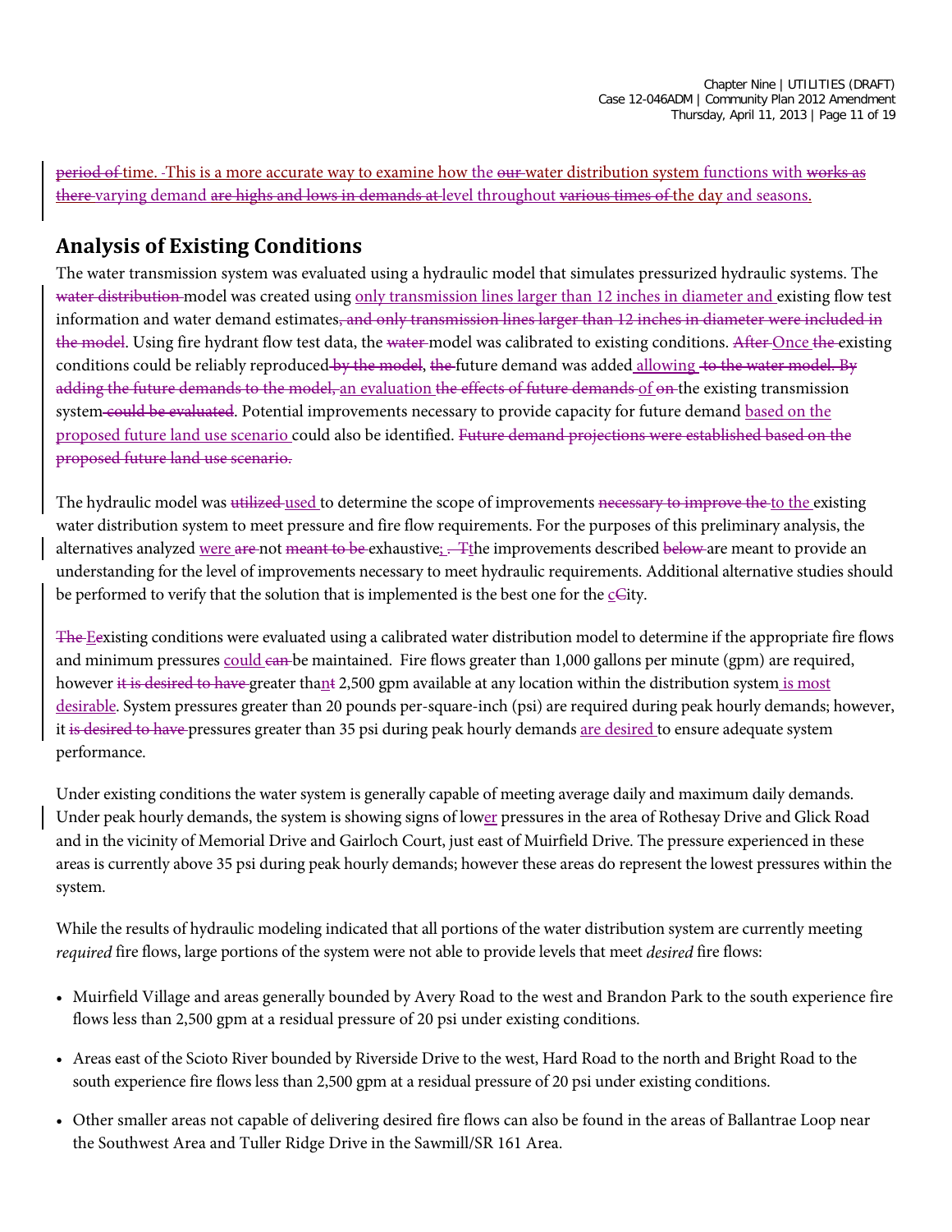~~period of~~ time. This is a more accurate way to examine how the ~~our~~ water distribution system functions with ~~works as there~~ varying demand ~~are highs and lows in demands at~~ level throughout ~~various times of~~ the day and seasons.

## Analysis of Existing Conditions

The water transmission system was evaluated using a hydraulic model that simulates pressurized hydraulic systems. The ~~water distribution~~ model was created using only transmission lines larger than 12 inches in diameter and existing flow test information and water demand estimates~~, and only transmission lines larger than 12 inches in diameter were included in the model~~. Using fire hydrant flow test data, the ~~water~~ model was calibrated to existing conditions. ~~After~~ Once ~~the~~ existing conditions could be reliably reproduced ~~by the model~~, ~~the~~ future demand was added allowing ~~to the water model. By adding the future demands to the model,~~ an evaluation ~~the effects of future demands~~ of ~~on~~ the existing transmission system ~~could be evaluated~~. Potential improvements necessary to provide capacity for future demand based on the proposed future land use scenario could also be identified. ~~Future demand projections were established based on the proposed future land use scenario.~~

The hydraulic model was ~~utilized~~ used to determine the scope of improvements ~~necessary to improve the~~ to the existing water distribution system to meet pressure and fire flow requirements. For the purposes of this preliminary analysis, the alternatives analyzed were ~~are~~ not ~~meant to be~~ exhaustive; ~~. T~~the improvements described ~~below~~ are meant to provide an understanding for the level of improvements necessary to meet hydraulic requirements. Additional alternative studies should be performed to verify that the solution that is implemented is the best one for the c~~C~~ity.

~~The~~ E~~e~~xisting conditions were evaluated using a calibrated water distribution model to determine if the appropriate fire flows and minimum pressures could ~~can~~ be maintained. Fire flows greater than 1,000 gallons per minute (gpm) are required, however ~~it is desired to have~~ greater than~~t~~ 2,500 gpm available at any location within the distribution system is most desirable. System pressures greater than 20 pounds per-square-inch (psi) are required during peak hourly demands; however, it ~~is desired to have~~ pressures greater than 35 psi during peak hourly demands are desired to ensure adequate system performance.

Under existing conditions the water system is generally capable of meeting average daily and maximum daily demands. Under peak hourly demands, the system is showing signs of lower pressures in the area of Rothesay Drive and Glick Road and in the vicinity of Memorial Drive and Gairloch Court, just east of Muirfield Drive. The pressure experienced in these areas is currently above 35 psi during peak hourly demands; however these areas do represent the lowest pressures within the system.

While the results of hydraulic modeling indicated that all portions of the water distribution system are currently meeting *required* fire flows, large portions of the system were not able to provide levels that meet *desired* fire flows:

- Muirfield Village and areas generally bounded by Avery Road to the west and Brandon Park to the south experience fire flows less than 2,500 gpm at a residual pressure of 20 psi under existing conditions.
- Areas east of the Scioto River bounded by Riverside Drive to the west, Hard Road to the north and Bright Road to the south experience fire flows less than 2,500 gpm at a residual pressure of 20 psi under existing conditions.
- Other smaller areas not capable of delivering desired fire flows can also be found in the areas of Ballantrae Loop near the Southwest Area and Tuller Ridge Drive in the Sawmill/SR 161 Area.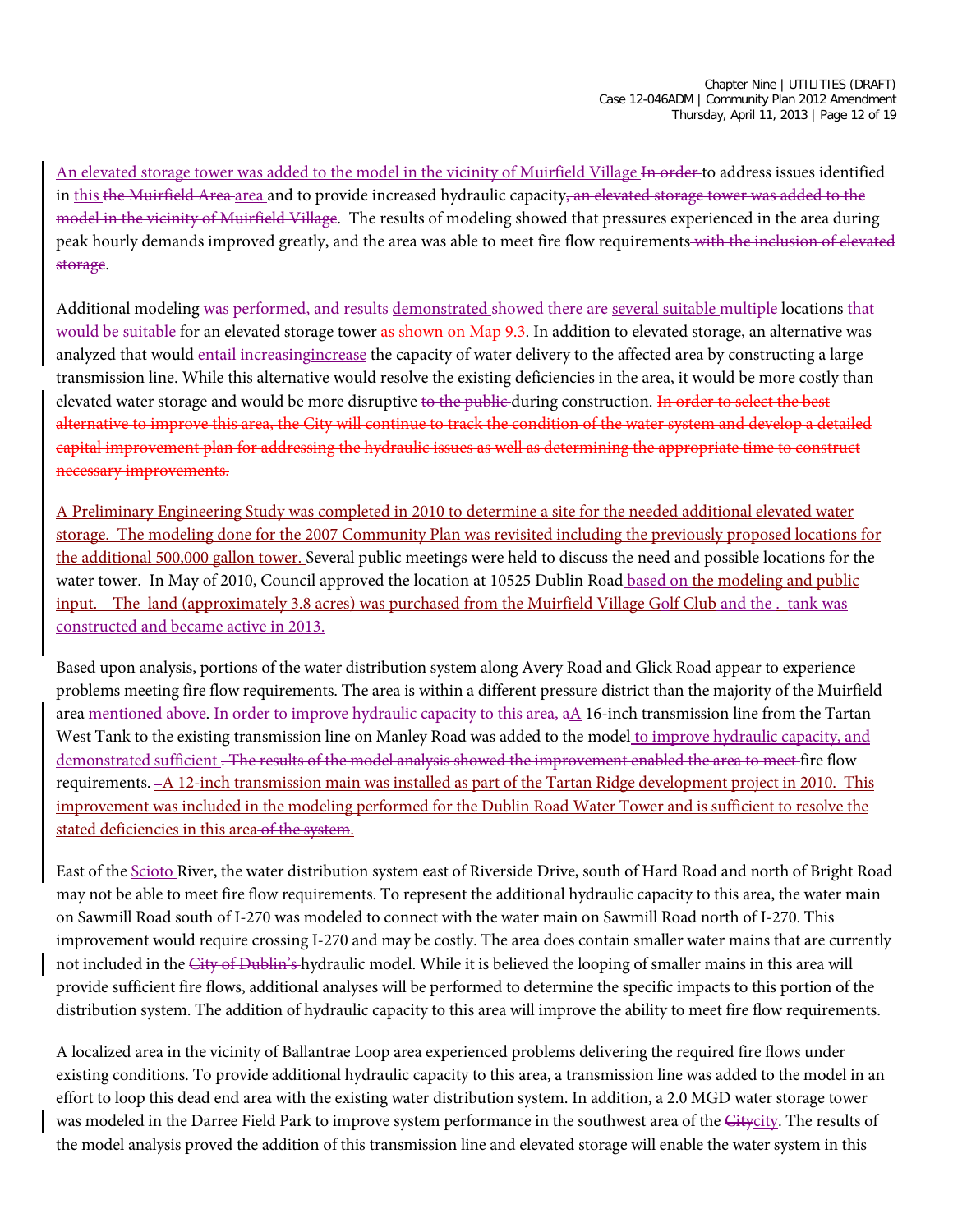An elevated storage tower was added to the model in the vicinity of Muirfield Village ~~In order~~ to address issues identified in this ~~the Muirfield Area~~ area and to provide increased hydraulic capacity~~, an elevated storage tower was added to the model in the vicinity of Muirfield Village~~. The results of modeling showed that pressures experienced in the area during peak hourly demands improved greatly, and the area was able to meet fire flow requirements~~ with the inclusion of elevated storage~~.

Additional modeling ~~was performed, and results~~ demonstrated ~~showed there are~~ several suitable ~~multiple~~ locations ~~that would be suitable~~ for an elevated storage tower~~ as shown on Map 9.3~~. In addition to elevated storage, an alternative was analyzed that would ~~entail increasing~~increase the capacity of water delivery to the affected area by constructing a large transmission line. While this alternative would resolve the existing deficiencies in the area, it would be more costly than elevated water storage and would be more disruptive ~~to the public~~ during construction. ~~In order to select the best alternative to improve this area, the City will continue to track the condition of the water system and develop a detailed capital improvement plan for addressing the hydraulic issues as well as determining the appropriate time to construct necessary improvements.~~

A Preliminary Engineering Study was completed in 2010 to determine a site for the needed additional elevated water storage. The modeling done for the 2007 Community Plan was revisited including the previously proposed locations for the additional 500,000 gallon tower. Several public meetings were held to discuss the need and possible locations for the water tower. In May of 2010, Council approved the location at 10525 Dublin Road based on the modeling and public input. The land (approximately 3.8 acres) was purchased from the Muirfield Village Golf Club and the tank was constructed and became active in 2013.

Based upon analysis, portions of the water distribution system along Avery Road and Glick Road appear to experience problems meeting fire flow requirements. The area is within a different pressure district than the majority of the Muirfield area~~ mentioned above~~. ~~In order to improve hydraulic capacity to this area, a~~A 16-inch transmission line from the Tartan West Tank to the existing transmission line on Manley Road was added to the model to improve hydraulic capacity, and demonstrated sufficient ~~. The results of the model analysis showed the improvement enabled the area to meet~~ fire flow requirements. A 12-inch transmission main was installed as part of the Tartan Ridge development project in 2010. This improvement was included in the modeling performed for the Dublin Road Water Tower and is sufficient to resolve the stated deficiencies in this area~~ of the system~~.

East of the Scioto River, the water distribution system east of Riverside Drive, south of Hard Road and north of Bright Road may not be able to meet fire flow requirements. To represent the additional hydraulic capacity to this area, the water main on Sawmill Road south of I-270 was modeled to connect with the water main on Sawmill Road north of I-270. This improvement would require crossing I-270 and may be costly. The area does contain smaller water mains that are currently not included in the ~~City of Dublin's~~ hydraulic model. While it is believed the looping of smaller mains in this area will provide sufficient fire flows, additional analyses will be performed to determine the specific impacts to this portion of the distribution system. The addition of hydraulic capacity to this area will improve the ability to meet fire flow requirements.

A localized area in the vicinity of Ballantrae Loop area experienced problems delivering the required fire flows under existing conditions. To provide additional hydraulic capacity to this area, a transmission line was added to the model in an effort to loop this dead end area with the existing water distribution system. In addition, a 2.0 MGD water storage tower was modeled in the Darree Field Park to improve system performance in the southwest area of the ~~City~~city. The results of the model analysis proved the addition of this transmission line and elevated storage will enable the water system in this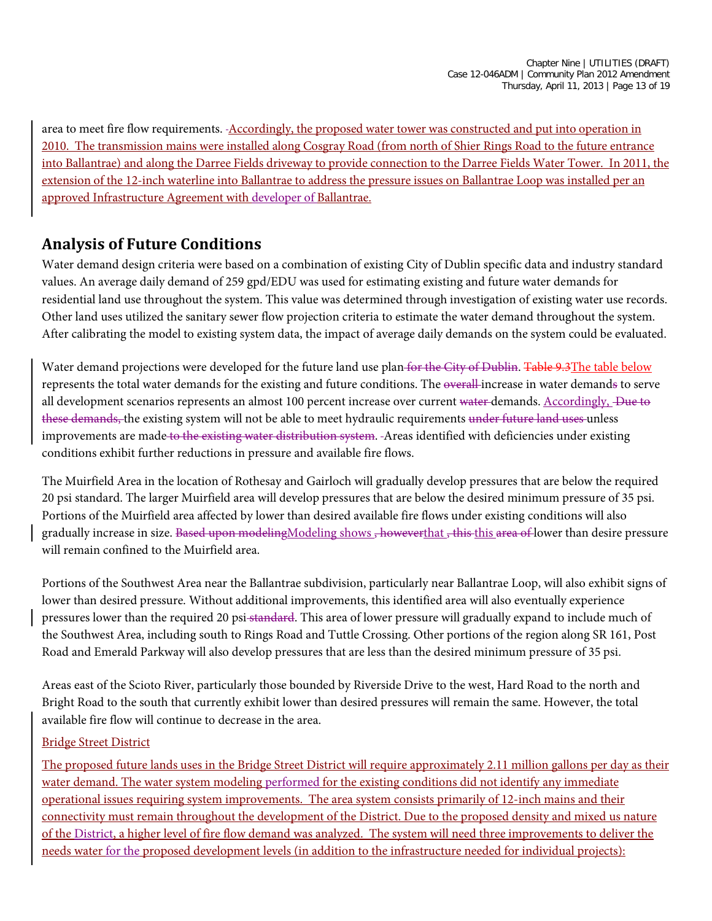area to meet fire flow requirements. Accordingly, the proposed water tower was constructed and put into operation in 2010. The transmission mains were installed along Cosgray Road (from north of Shier Rings Road to the future entrance into Ballantrae) and along the Darree Fields driveway to provide connection to the Darree Fields Water Tower. In 2011, the extension of the 12-inch waterline into Ballantrae to address the pressure issues on Ballantrae Loop was installed per an approved Infrastructure Agreement with developer of Ballantrae.

## Analysis of Future Conditions

Water demand design criteria were based on a combination of existing City of Dublin specific data and industry standard values. An average daily demand of 259 gpd/EDU was used for estimating existing and future water demands for residential land use throughout the system. This value was determined through investigation of existing water use records. Other land uses utilized the sanitary sewer flow projection criteria to estimate the water demand throughout the system. After calibrating the model to existing system data, the impact of average daily demands on the system could be evaluated.

Water demand projections were developed for the future land use plan~~ for the City of Dublin~~. ~~Table 9.3~~The table below represents the total water demands for the existing and future conditions. The ~~overall~~ increase in water demand~~s~~ to serve all development scenarios represents an almost 100 percent increase over current ~~water~~ demands. Accordingly, ~~Due to these demands,~~ the existing system will not be able to meet hydraulic requirements ~~under future land uses~~ unless improvements are made~~ to the existing water distribution system~~. Areas identified with deficiencies under existing conditions exhibit further reductions in pressure and available fire flows.

The Muirfield Area in the location of Rothesay and Gairloch will gradually develop pressures that are below the required 20 psi standard. The larger Muirfield area will develop pressures that are below the desired minimum pressure of 35 psi. Portions of the Muirfield area affected by lower than desired available fire flows under existing conditions will also gradually increase in size. ~~Based upon modeling~~Modeling shows ~~, however~~that ~~, this~~ this ~~area of~~ lower than desire pressure will remain confined to the Muirfield area.

Portions of the Southwest Area near the Ballantrae subdivision, particularly near Ballantrae Loop, will also exhibit signs of lower than desired pressure. Without additional improvements, this identified area will also eventually experience pressures lower than the required 20 psi~~ standard~~. This area of lower pressure will gradually expand to include much of the Southwest Area, including south to Rings Road and Tuttle Crossing. Other portions of the region along SR 161, Post Road and Emerald Parkway will also develop pressures that are less than the desired minimum pressure of 35 psi.

Areas east of the Scioto River, particularly those bounded by Riverside Drive to the west, Hard Road to the north and Bright Road to the south that currently exhibit lower than desired pressures will remain the same. However, the total available fire flow will continue to decrease in the area.

### Bridge Street District

The proposed future lands uses in the Bridge Street District will require approximately 2.11 million gallons per day as their water demand. The water system modeling performed for the existing conditions did not identify any immediate operational issues requiring system improvements. The area system consists primarily of 12-inch mains and their connectivity must remain throughout the development of the District. Due to the proposed density and mixed us nature of the District, a higher level of fire flow demand was analyzed. The system will need three improvements to deliver the needs water for the proposed development levels (in addition to the infrastructure needed for individual projects):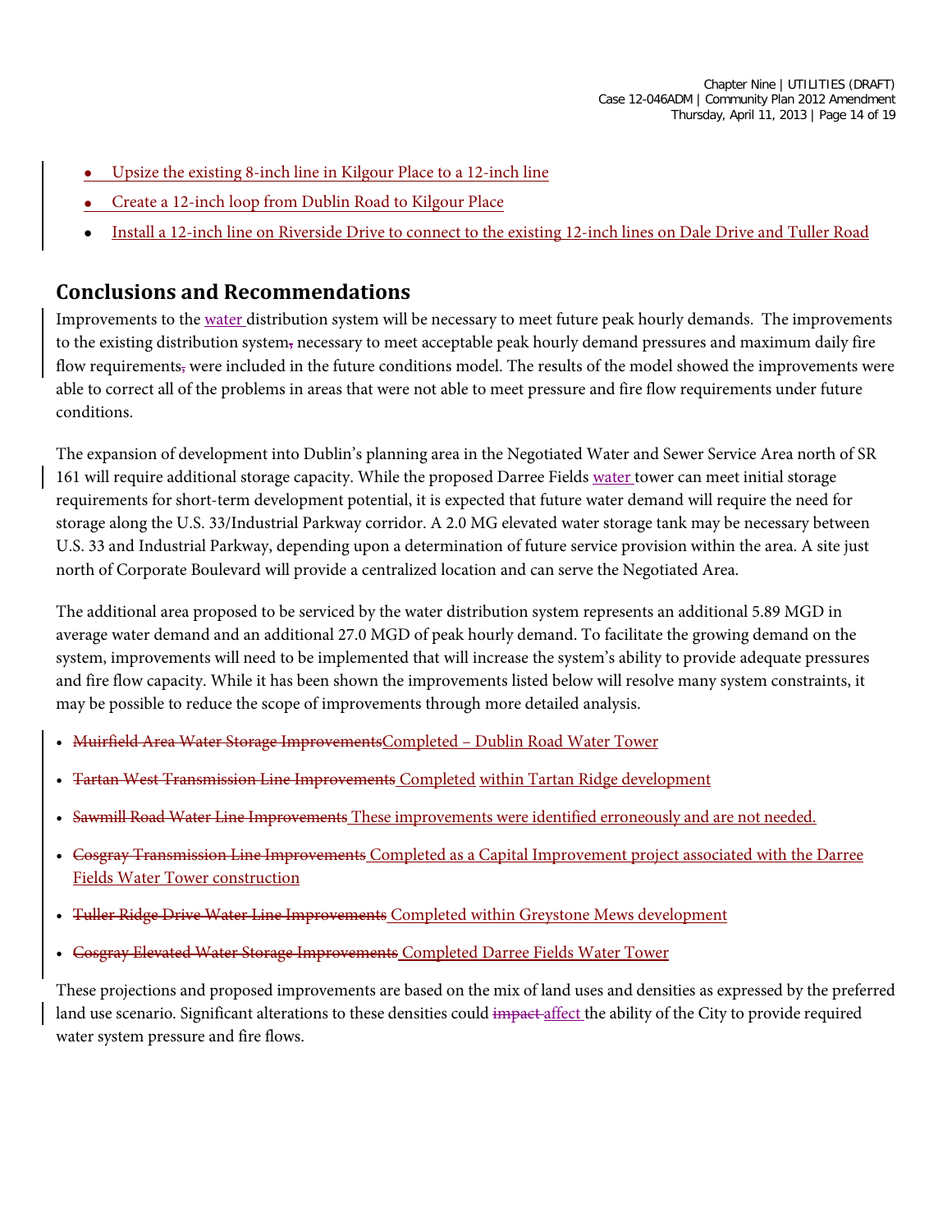- Upsize the existing 8-inch line in Kilgour Place to a 12-inch line
- Create a 12-inch loop from Dublin Road to Kilgour Place
- Install a 12-inch line on Riverside Drive to connect to the existing 12-inch lines on Dale Drive and Tuller Road

## Conclusions and Recommendations

Improvements to the water distribution system will be necessary to meet future peak hourly demands. The improvements to the existing distribution system, necessary to meet acceptable peak hourly demand pressures and maximum daily fire flow requirements, were included in the future conditions model. The results of the model showed the improvements were able to correct all of the problems in areas that were not able to meet pressure and fire flow requirements under future conditions.

The expansion of development into Dublin's planning area in the Negotiated Water and Sewer Service Area north of SR 161 will require additional storage capacity. While the proposed Darree Fields water tower can meet initial storage requirements for short-term development potential, it is expected that future water demand will require the need for storage along the U.S. 33/Industrial Parkway corridor. A 2.0 MG elevated water storage tank may be necessary between U.S. 33 and Industrial Parkway, depending upon a determination of future service provision within the area. A site just north of Corporate Boulevard will provide a centralized location and can serve the Negotiated Area.

The additional area proposed to be serviced by the water distribution system represents an additional 5.89 MGD in average water demand and an additional 27.0 MGD of peak hourly demand. To facilitate the growing demand on the system, improvements will need to be implemented that will increase the system's ability to provide adequate pressures and fire flow capacity. While it has been shown the improvements listed below will resolve many system constraints, it may be possible to reduce the scope of improvements through more detailed analysis.

- ~~Muirfield Area Water Storage Improvements~~Completed – Dublin Road Water Tower
- ~~Tartan West Transmission Line Improvements~~ Completed within Tartan Ridge development
- ~~Sawmill Road Water Line Improvements~~ These improvements were identified erroneously and are not needed.
- ~~Cosgray Transmission Line Improvements~~ Completed as a Capital Improvement project associated with the Darree Fields Water Tower construction
- ~~Tuller Ridge Drive Water Line Improvements~~ Completed within Greystone Mews development
- ~~Cosgray Elevated Water Storage Improvements~~ Completed Darree Fields Water Tower

These projections and proposed improvements are based on the mix of land uses and densities as expressed by the preferred land use scenario. Significant alterations to these densities could ~~impact~~ affect the ability of the City to provide required water system pressure and fire flows.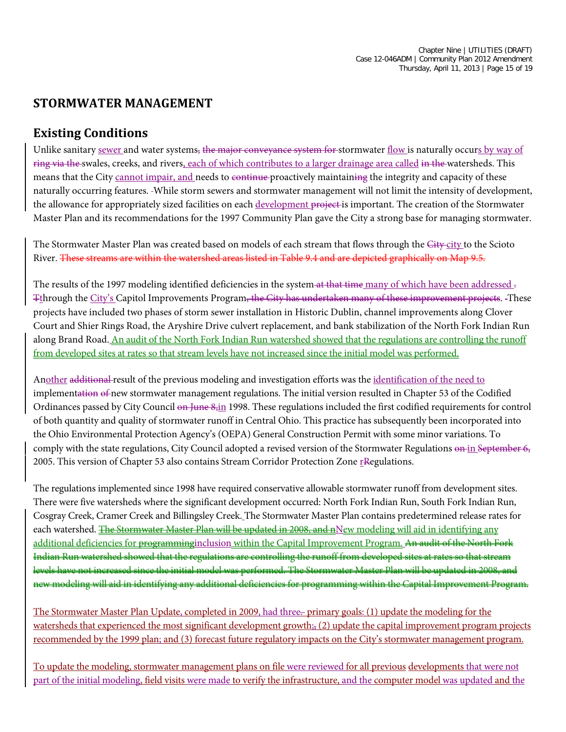## STORMWATER MANAGEMENT

## Existing Conditions

Unlike sanitary sewer and water systems~~, the major conveyance system for~~ stormwater flow is naturally occurs by way of ~~ring via the~~ swales, creeks, and rivers, each of which contributes to a larger drainage area called ~~in the~~ watersheds. This means that the City cannot impair, and needs to ~~continue~~ proactively maintain~~ing~~ the integrity and capacity of these naturally occurring features. ~~-~~While storm sewers and stormwater management will not limit the intensity of development, the allowance for appropriately sized facilities on each development ~~project~~ is important. The creation of the Stormwater Master Plan and its recommendations for the 1997 Community Plan gave the City a strong base for managing stormwater.

The Stormwater Master Plan was created based on models of each stream that flows through the ~~City~~ city to the Scioto River. ~~These streams are within the watershed areas listed in Table 9.4 and are depicted graphically on Map 9.5.~~

The results of the 1997 modeling identified deficiencies in the system ~~at that time~~ many of which have been addressed ~~.~~ ~~T~~through the City's Capitol Improvements Program~~, the City has undertaken many of these improvement projects~~. ~~-~~These projects have included two phases of storm sewer installation in Historic Dublin, channel improvements along Clover Court and Shier Rings Road, the Aryshire Drive culvert replacement, and bank stabilization of the North Fork Indian Run along Brand Road. An audit of the North Fork Indian Run watershed showed that the regulations are controlling the runoff from developed sites at rates so that stream levels have not increased since the initial model was performed.

Another ~~additional~~ result of the previous modeling and investigation efforts was the identification of the need to implement~~ation of~~ new stormwater management regulations. The initial version resulted in Chapter 53 of the Codified Ordinances passed by City Council ~~on June 8,~~in 1998. These regulations included the first codified requirements for control of both quantity and quality of stormwater runoff in Central Ohio. This practice has subsequently been incorporated into the Ohio Environmental Protection Agency's (OEPA) General Construction Permit with some minor variations. To comply with the state regulations, City Council adopted a revised version of the Stormwater Regulations ~~on~~ in ~~September 6,~~ 2005. This version of Chapter 53 also contains Stream Corridor Protection Zone r~~R~~egulations.

The regulations implemented since 1998 have required conservative allowable stormwater runoff from development sites. There were five watersheds where the significant development occurred: North Fork Indian Run, South Fork Indian Run, Cosgray Creek, Cramer Creek and Billingsley Creek. The Stormwater Master Plan contains predetermined release rates for each watershed. ~~The Stormwater Master Plan will be updated in 2008, and n~~New modeling will aid in identifying any additional deficiencies for ~~programming~~inclusion within the Capital Improvement Program. ~~An audit of the North Fork Indian Run watershed showed that the regulations are controlling the runoff from developed sites at rates so that stream levels have not increased since the initial model was performed. The Stormwater Master Plan will be updated in 2008, and new modeling will aid in identifying any additional deficiencies for programming within the Capital Improvement Program.~~

The Stormwater Master Plan Update, completed in 2009, had three~~.~~ primary goals: (1) update the modeling for the watersheds that experienced the most significant development growth;~~,~~ (2) update the capital improvement program projects recommended by the 1999 plan; and (3) forecast future regulatory impacts on the City's stormwater management program.

To update the modeling, stormwater management plans on file were reviewed for all previous developments that were not part of the initial modeling, field visits were made to verify the infrastructure, and the computer model was updated and the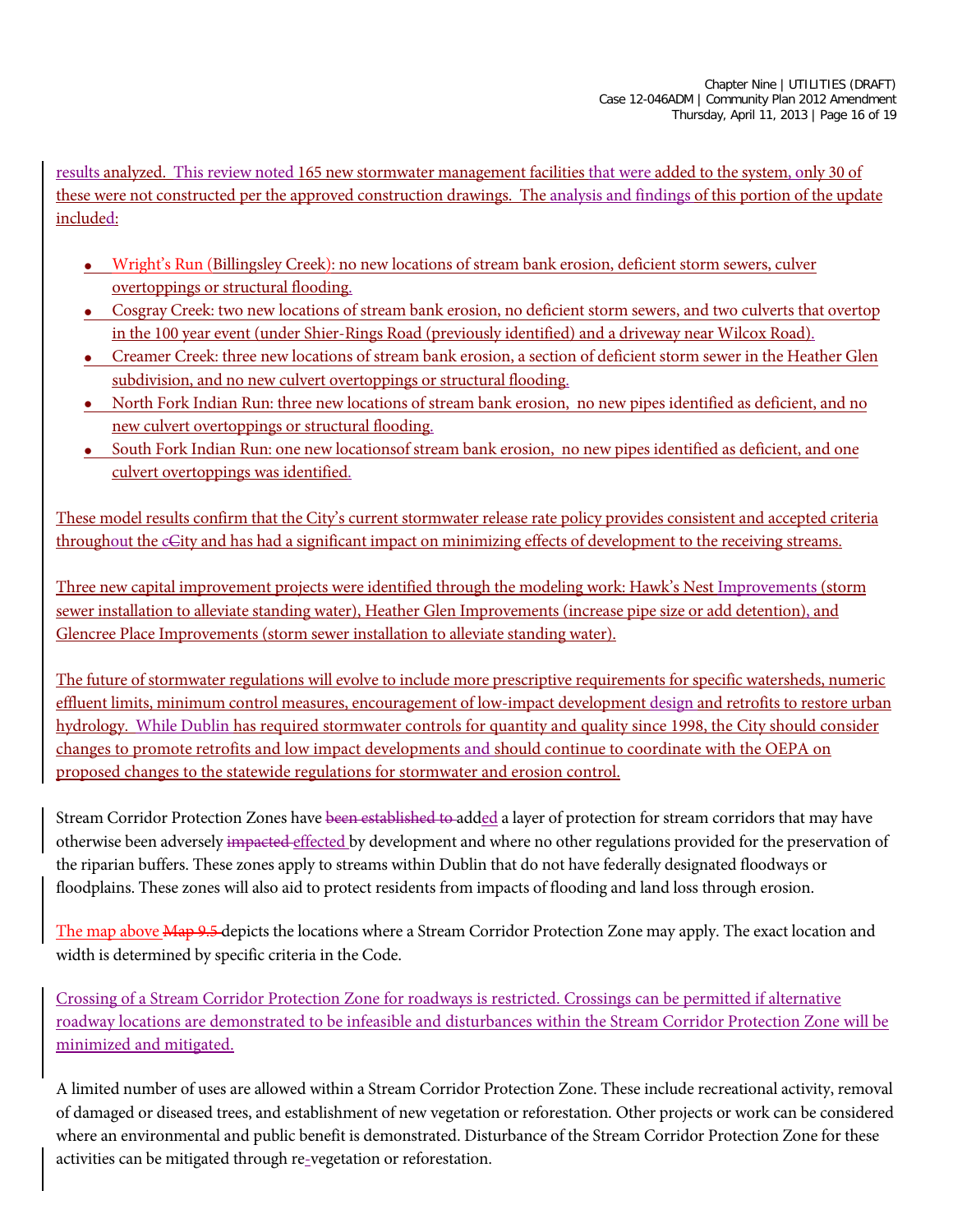results analyzed. This review noted 165 new stormwater management facilities that were added to the system, only 30 of these were not constructed per the approved construction drawings. The analysis and findings of this portion of the update included:

- Wright's Run (Billingsley Creek): no new locations of stream bank erosion, deficient storm sewers, culver overtoppings or structural flooding.
- Cosgray Creek: two new locations of stream bank erosion, no deficient storm sewers, and two culverts that overtop in the 100 year event (under Shier-Rings Road (previously identified) and a driveway near Wilcox Road).
- Creamer Creek: three new locations of stream bank erosion, a section of deficient storm sewer in the Heather Glen subdivision, and no new culvert overtoppings or structural flooding.
- North Fork Indian Run: three new locations of stream bank erosion, no new pipes identified as deficient, and no new culvert overtoppings or structural flooding.
- South Fork Indian Run: one new locationsof stream bank erosion, no new pipes identified as deficient, and one culvert overtoppings was identified.

These model results confirm that the City's current stormwater release rate policy provides consistent and accepted criteria throughout the cCity and has had a significant impact on minimizing effects of development to the receiving streams.

Three new capital improvement projects were identified through the modeling work: Hawk's Nest Improvements (storm sewer installation to alleviate standing water), Heather Glen Improvements (increase pipe size or add detention), and Glencree Place Improvements (storm sewer installation to alleviate standing water).

The future of stormwater regulations will evolve to include more prescriptive requirements for specific watersheds, numeric effluent limits, minimum control measures, encouragement of low-impact development design and retrofits to restore urban hydrology. While Dublin has required stormwater controls for quantity and quality since 1998, the City should consider changes to promote retrofits and low impact developments and should continue to coordinate with the OEPA on proposed changes to the statewide regulations for stormwater and erosion control.

Stream Corridor Protection Zones have been established to added a layer of protection for stream corridors that may have otherwise been adversely impacted effected by development and where no other regulations provided for the preservation of the riparian buffers. These zones apply to streams within Dublin that do not have federally designated floodways or floodplains. These zones will also aid to protect residents from impacts of flooding and land loss through erosion.

The map above Map 9.5 depicts the locations where a Stream Corridor Protection Zone may apply. The exact location and width is determined by specific criteria in the Code.

Crossing of a Stream Corridor Protection Zone for roadways is restricted. Crossings can be permitted if alternative roadway locations are demonstrated to be infeasible and disturbances within the Stream Corridor Protection Zone will be minimized and mitigated.

A limited number of uses are allowed within a Stream Corridor Protection Zone. These include recreational activity, removal of damaged or diseased trees, and establishment of new vegetation or reforestation. Other projects or work can be considered where an environmental and public benefit is demonstrated. Disturbance of the Stream Corridor Protection Zone for these activities can be mitigated through re-vegetation or reforestation.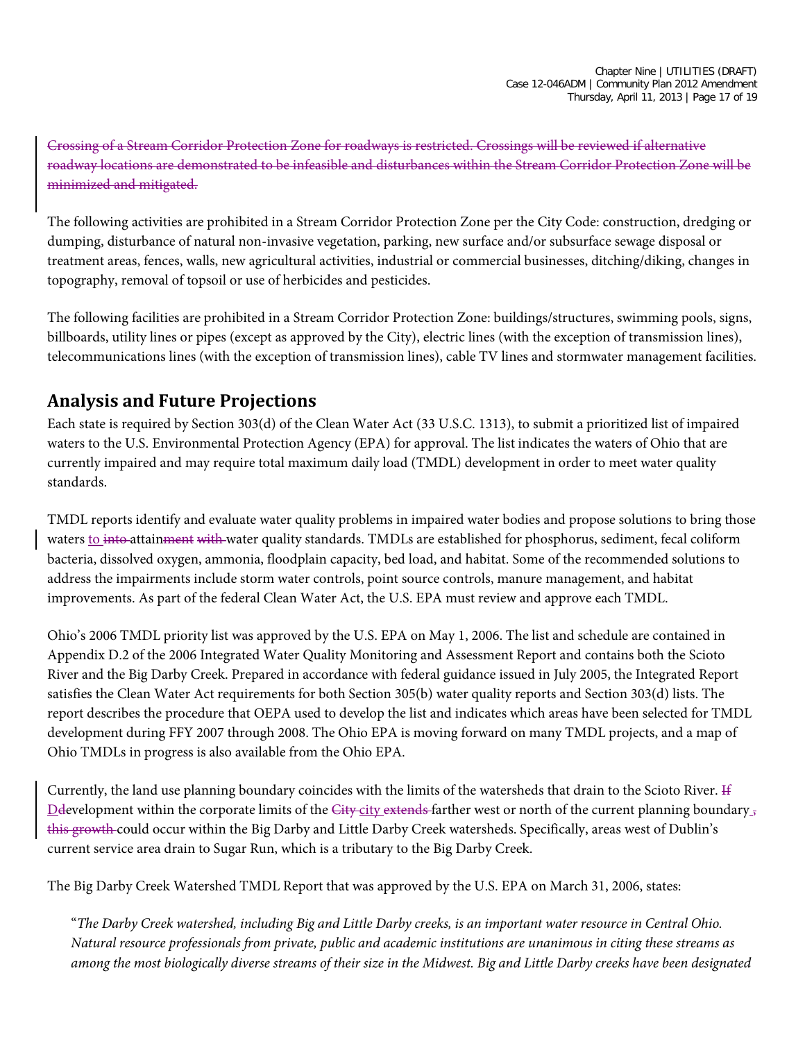~~Crossing of a Stream Corridor Protection Zone for roadways is restricted. Crossings will be reviewed if alternative roadway locations are demonstrated to be infeasible and disturbances within the Stream Corridor Protection Zone will be minimized and mitigated.~~

The following activities are prohibited in a Stream Corridor Protection Zone per the City Code: construction, dredging or dumping, disturbance of natural non-invasive vegetation, parking, new surface and/or subsurface sewage disposal or treatment areas, fences, walls, new agricultural activities, industrial or commercial businesses, ditching/diking, changes in topography, removal of topsoil or use of herbicides and pesticides.

The following facilities are prohibited in a Stream Corridor Protection Zone: buildings/structures, swimming pools, signs, billboards, utility lines or pipes (except as approved by the City), electric lines (with the exception of transmission lines), telecommunications lines (with the exception of transmission lines), cable TV lines and stormwater management facilities.

## Analysis and Future Projections

Each state is required by Section 303(d) of the Clean Water Act (33 U.S.C. 1313), to submit a prioritized list of impaired waters to the U.S. Environmental Protection Agency (EPA) for approval. The list indicates the waters of Ohio that are currently impaired and may require total maximum daily load (TMDL) development in order to meet water quality standards.

TMDL reports identify and evaluate water quality problems in impaired water bodies and propose solutions to bring those waters to ~~into~~ attain~~ment with~~ water quality standards. TMDLs are established for phosphorus, sediment, fecal coliform bacteria, dissolved oxygen, ammonia, floodplain capacity, bed load, and habitat. Some of the recommended solutions to address the impairments include storm water controls, point source controls, manure management, and habitat improvements. As part of the federal Clean Water Act, the U.S. EPA must review and approve each TMDL.

Ohio's 2006 TMDL priority list was approved by the U.S. EPA on May 1, 2006. The list and schedule are contained in Appendix D.2 of the 2006 Integrated Water Quality Monitoring and Assessment Report and contains both the Scioto River and the Big Darby Creek. Prepared in accordance with federal guidance issued in July 2005, the Integrated Report satisfies the Clean Water Act requirements for both Section 305(b) water quality reports and Section 303(d) lists. The report describes the procedure that OEPA used to develop the list and indicates which areas have been selected for TMDL development during FFY 2007 through 2008. The Ohio EPA is moving forward on many TMDL projects, and a map of Ohio TMDLs in progress is also available from the Ohio EPA.

Currently, the land use planning boundary coincides with the limits of the watersheds that drain to the Scioto River. ~~If~~ D~~d~~evelopment within the corporate limits of the ~~City~~ city ~~extends~~ farther west or north of the current planning boundary~~, this growth~~ could occur within the Big Darby and Little Darby Creek watersheds. Specifically, areas west of Dublin's current service area drain to Sugar Run, which is a tributary to the Big Darby Creek.

The Big Darby Creek Watershed TMDL Report that was approved by the U.S. EPA on March 31, 2006, states:

> "*The Darby Creek watershed, including Big and Little Darby creeks, is an important water resource in Central Ohio. Natural resource professionals from private, public and academic institutions are unanimous in citing these streams as among the most biologically diverse streams of their size in the Midwest. Big and Little Darby creeks have been designated*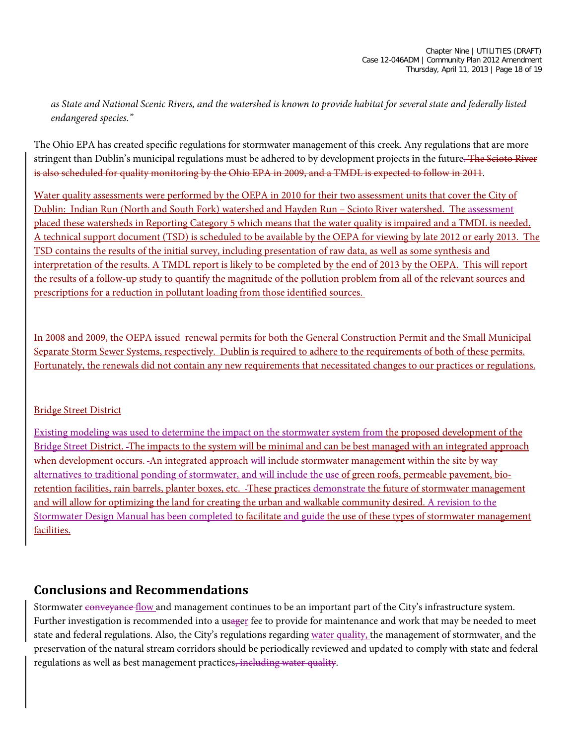*as State and National Scenic Rivers, and the watershed is known to provide habitat for several state and federally listed endangered species."*

The Ohio EPA has created specific regulations for stormwater management of this creek. Any regulations that are more stringent than Dublin's municipal regulations must be adhered to by development projects in the future~~. The Scioto River is also scheduled for quality monitoring by the Ohio EPA in 2009, and a TMDL is expected to follow in 2011~~.

Water quality assessments were performed by the OEPA in 2010 for their two assessment units that cover the City of Dublin: Indian Run (North and South Fork) watershed and Hayden Run – Scioto River watershed. The assessment placed these watersheds in Reporting Category 5 which means that the water quality is impaired and a TMDL is needed. A technical support document (TSD) is scheduled to be available by the OEPA for viewing by late 2012 or early 2013. The TSD contains the results of the initial survey, including presentation of raw data, as well as some synthesis and interpretation of the results. A TMDL report is likely to be completed by the end of 2013 by the OEPA. This will report the results of a follow-up study to quantify the magnitude of the pollution problem from all of the relevant sources and prescriptions for a reduction in pollutant loading from those identified sources.

In 2008 and 2009, the OEPA issued renewal permits for both the General Construction Permit and the Small Municipal Separate Storm Sewer Systems, respectively. Dublin is required to adhere to the requirements of both of these permits. Fortunately, the renewals did not contain any new requirements that necessitated changes to our practices or regulations.

Bridge Street District

Existing modeling was used to determine the impact on the stormwater system from the proposed development of the Bridge Street District. ~~-~~The impacts to the system will be minimal and can be best managed with an integrated approach when development occurs. ~~-~~An integrated approach will include stormwater management within the site by way alternatives to traditional ponding of stormwater, and will include the use of green roofs, permeable pavement, bio-retention facilities, rain barrels, planter boxes, etc. ~~-~~These practices demonstrate the future of stormwater management and will allow for optimizing the land for creating the urban and walkable community desired. A revision to the Stormwater Design Manual has been completed to facilitate and guide the use of these types of stormwater management facilities.

## Conclusions and Recommendations

Stormwater ~~conveyance~~ flow and management continues to be an important part of the City's infrastructure system. Further investigation is recommended into a us~~ag~~er fee to provide for maintenance and work that may be needed to meet state and federal regulations. Also, the City's regulations regarding water quality, the management of stormwater, and the preservation of the natural stream corridors should be periodically reviewed and updated to comply with state and federal regulations as well as best management practices~~, including water quality~~.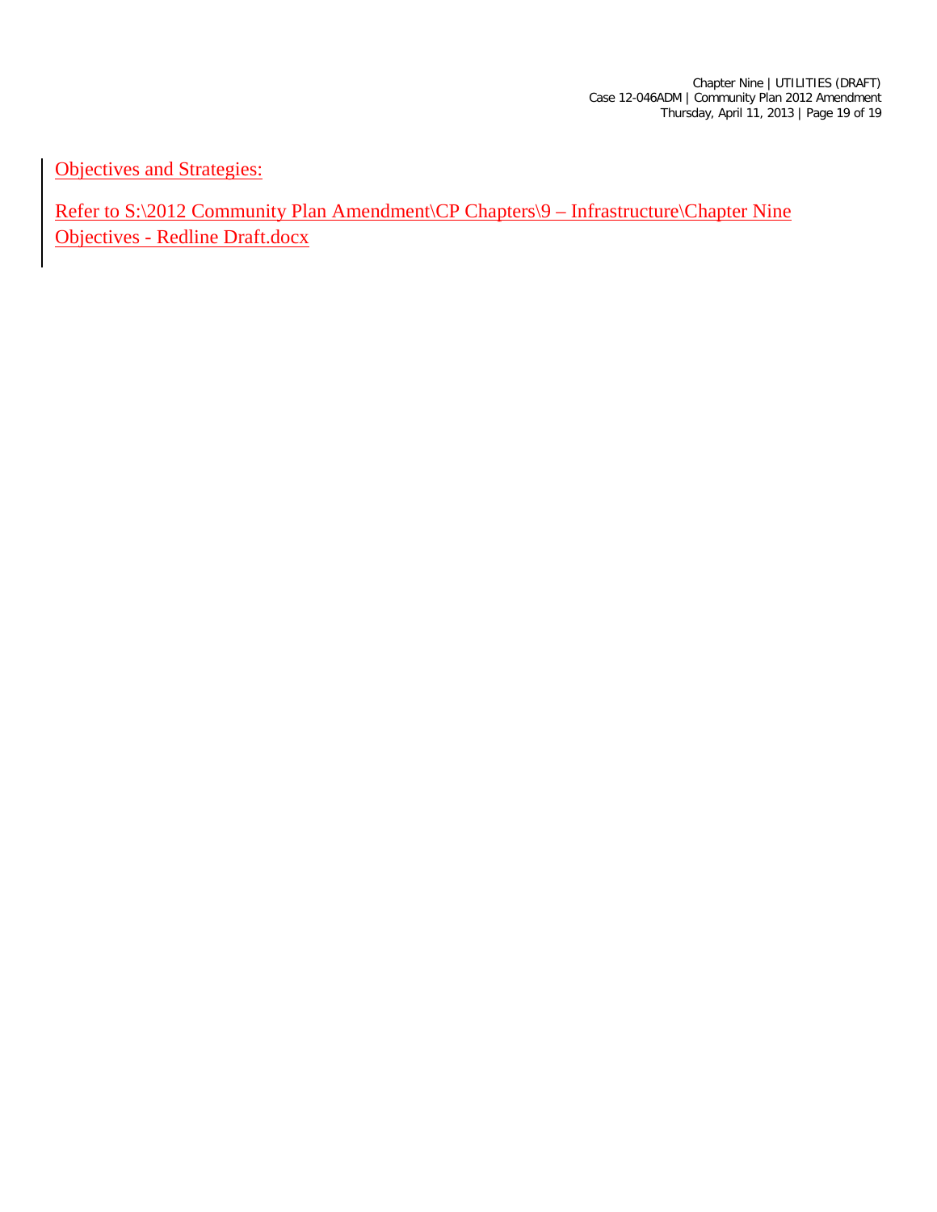Objectives and Strategies:

Refer to S:\2012 Community Plan Amendment\CP Chapters\9 – Infrastructure\Chapter Nine Objectives - Redline Draft.docx